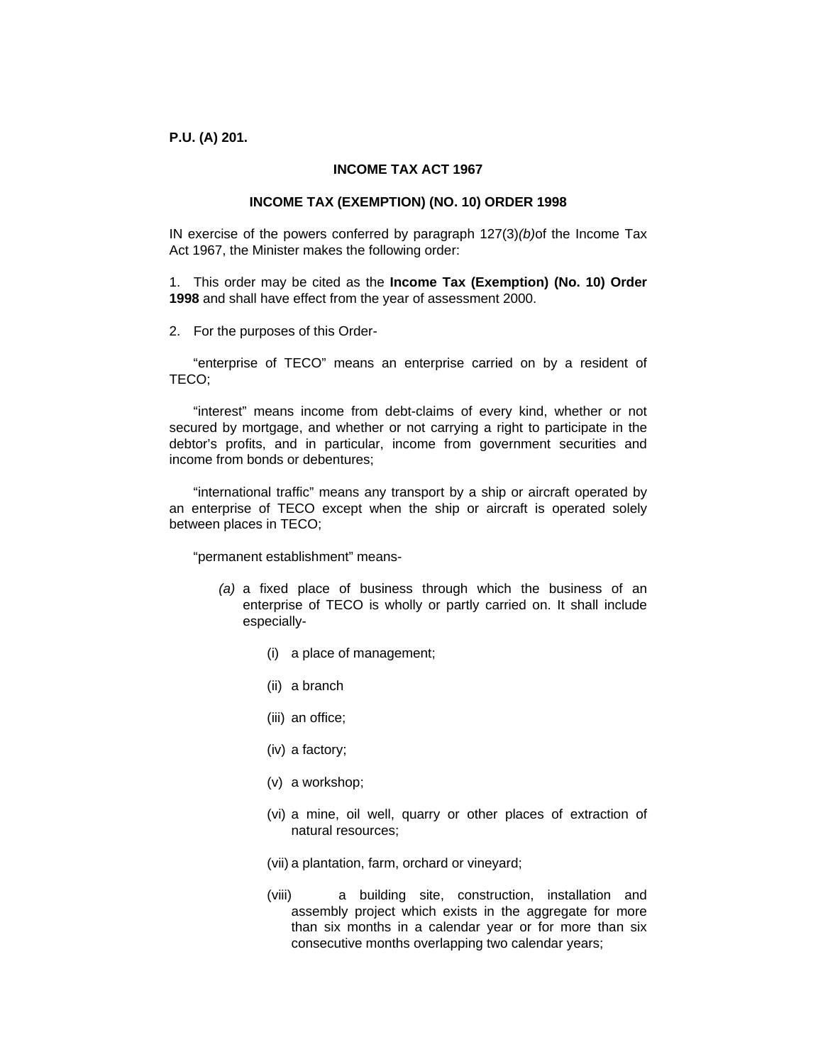**P.U. (A) 201.**

## INCOME TAX ACT 1967

## INCOME TAX (EXEMPTION) (NO. 10) ORDER 1998

IN exercise of the powers conferred by paragraph 127(3)*(b)*of the Income Tax Act 1967, the Minister makes the following order:

1. This order may be cited as the **Income Tax (Exemption) (No. 10) Order 1998** and shall have effect from the year of assessment 2000.

2. For the purposes of this Order-

"enterprise of TECO" means an enterprise carried on by a resident of TECO;

"interest" means income from debt-claims of every kind, whether or not secured by mortgage, and whether or not carrying a right to participate in the debtor's profits, and in particular, income from government securities and income from bonds or debentures;

"international traffic" means any transport by a ship or aircraft operated by an enterprise of TECO except when the ship or aircraft is operated solely between places in TECO;

"permanent establishment" means-

*(a)* a fixed place of business through which the business of an enterprise of TECO is wholly or partly carried on. It shall include especially-

(i) a place of management;

(ii) a branch

(iii) an office;

(iv) a factory;

(v) a workshop;

(vi) a mine, oil well, quarry or other places of extraction of natural resources;

(vii) a plantation, farm, orchard or vineyard;

(viii) a building site, construction, installation and assembly project which exists in the aggregate for more than six months in a calendar year or for more than six consecutive months overlapping two calendar years;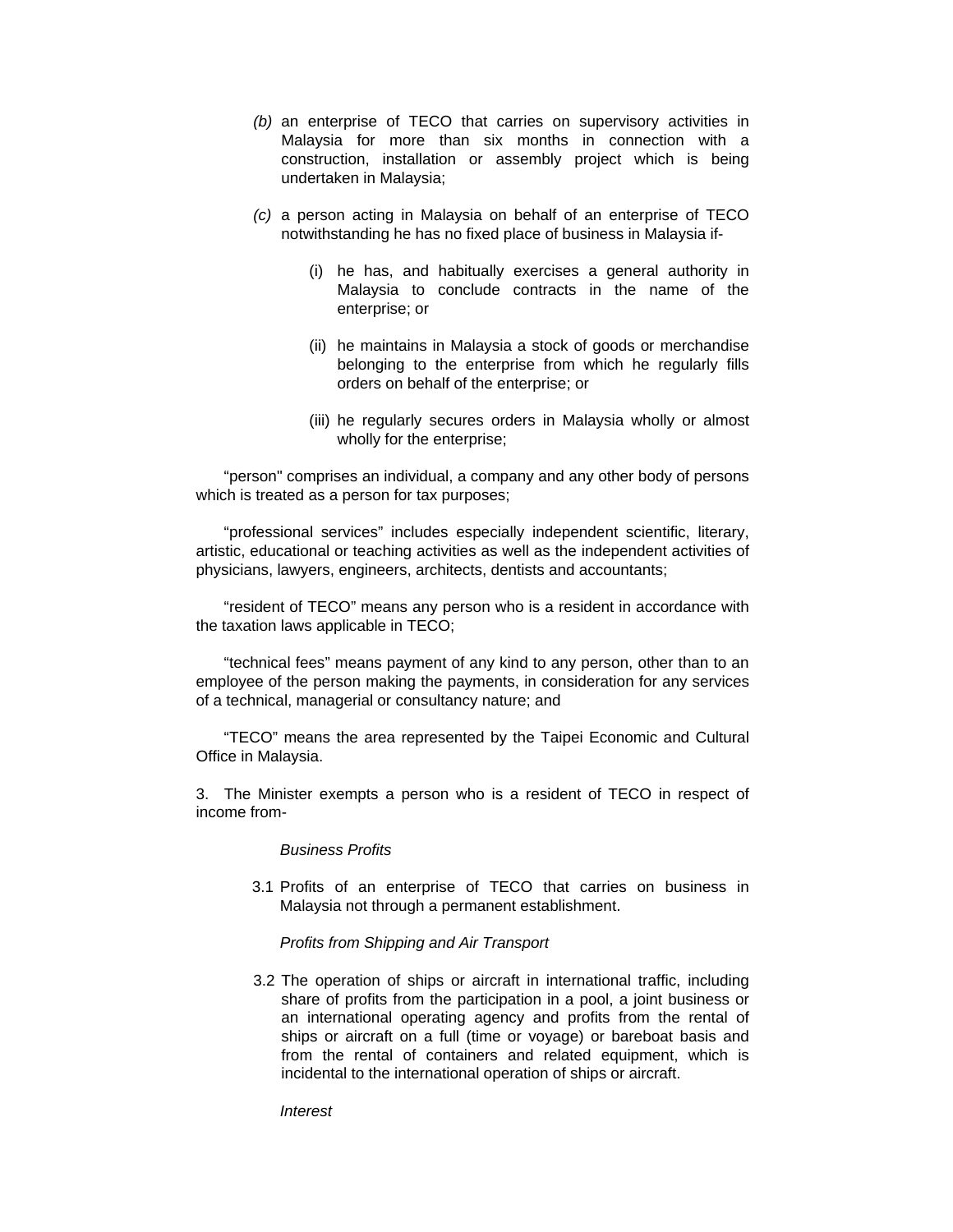*(b)* an enterprise of TECO that carries on supervisory activities in Malaysia for more than six months in connection with a construction, installation or assembly project which is being undertaken in Malaysia;

*(c)* a person acting in Malaysia on behalf of an enterprise of TECO notwithstanding he has no fixed place of business in Malaysia if-

(i) he has, and habitually exercises a general authority in Malaysia to conclude contracts in the name of the enterprise; or

(ii) he maintains in Malaysia a stock of goods or merchandise belonging to the enterprise from which he regularly fills orders on behalf of the enterprise; or

(iii) he regularly secures orders in Malaysia wholly or almost wholly for the enterprise;

"person" comprises an individual, a company and any other body of persons which is treated as a person for tax purposes;

"professional services" includes especially independent scientific, literary, artistic, educational or teaching activities as well as the independent activities of physicians, lawyers, engineers, architects, dentists and accountants;

"resident of TECO" means any person who is a resident in accordance with the taxation laws applicable in TECO;

"technical fees" means payment of any kind to any person, other than to an employee of the person making the payments, in consideration for any services of a technical, managerial or consultancy nature; and

"TECO" means the area represented by the Taipei Economic and Cultural Office in Malaysia.

3. The Minister exempts a person who is a resident of TECO in respect of income from-

*Business Profits*

3.1 Profits of an enterprise of TECO that carries on business in Malaysia not through a permanent establishment.

*Profits from Shipping and Air Transport*

3.2 The operation of ships or aircraft in international traffic, including share of profits from the participation in a pool, a joint business or an international operating agency and profits from the rental of ships or aircraft on a full (time or voyage) or bareboat basis and from the rental of containers and related equipment, which is incidental to the international operation of ships or aircraft.

*Interest*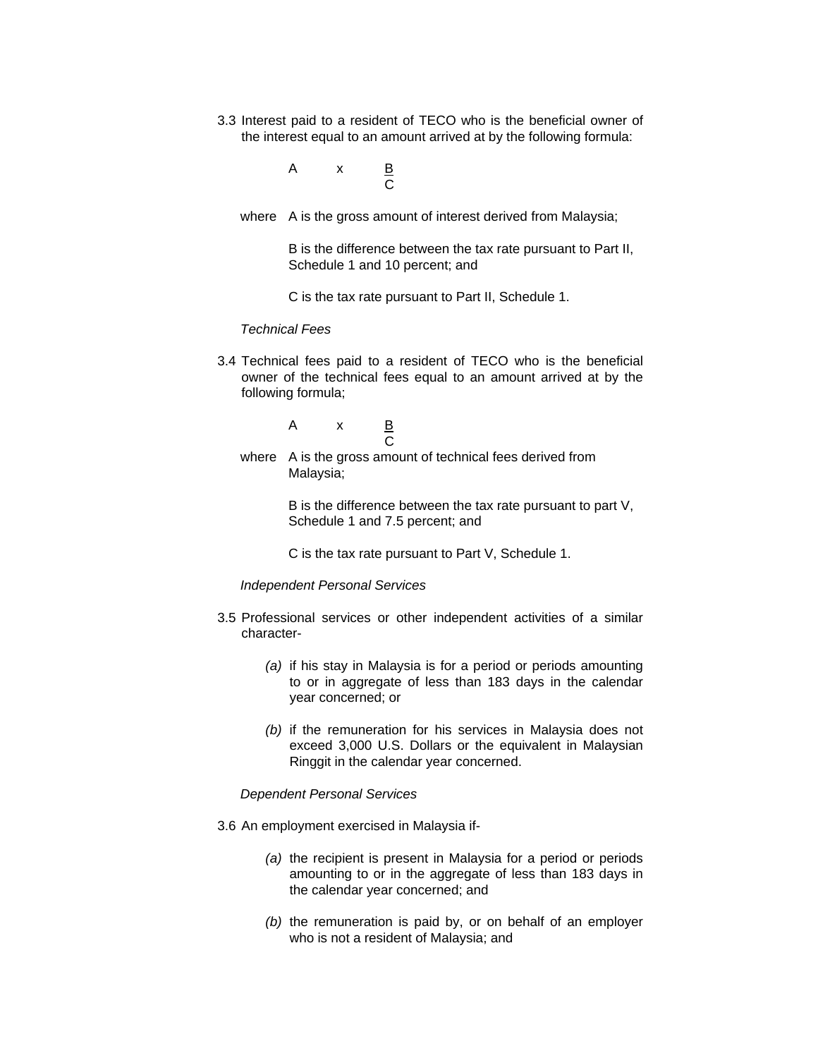3.3 Interest paid to a resident of TECO who is the beneficial owner of the interest equal to an amount arrived at by the following formula:

$$A \times \frac{B}{C}$$

where A is the gross amount of interest derived from Malaysia;

B is the difference between the tax rate pursuant to Part II, Schedule 1 and 10 percent; and

C is the tax rate pursuant to Part II, Schedule 1.

*Technical Fees*

3.4 Technical fees paid to a resident of TECO who is the beneficial owner of the technical fees equal to an amount arrived at by the following formula;

$$A \times \frac{B}{C}$$

where A is the gross amount of technical fees derived from Malaysia;

B is the difference between the tax rate pursuant to part V, Schedule 1 and 7.5 percent; and

C is the tax rate pursuant to Part V, Schedule 1.

*Independent Personal Services*

3.5 Professional services or other independent activities of a similar character-

*(a)* if his stay in Malaysia is for a period or periods amounting to or in aggregate of less than 183 days in the calendar year concerned; or

*(b)* if the remuneration for his services in Malaysia does not exceed 3,000 U.S. Dollars or the equivalent in Malaysian Ringgit in the calendar year concerned.

*Dependent Personal Services*

3.6 An employment exercised in Malaysia if-

*(a)* the recipient is present in Malaysia for a period or periods amounting to or in the aggregate of less than 183 days in the calendar year concerned; and

*(b)* the remuneration is paid by, or on behalf of an employer who is not a resident of Malaysia; and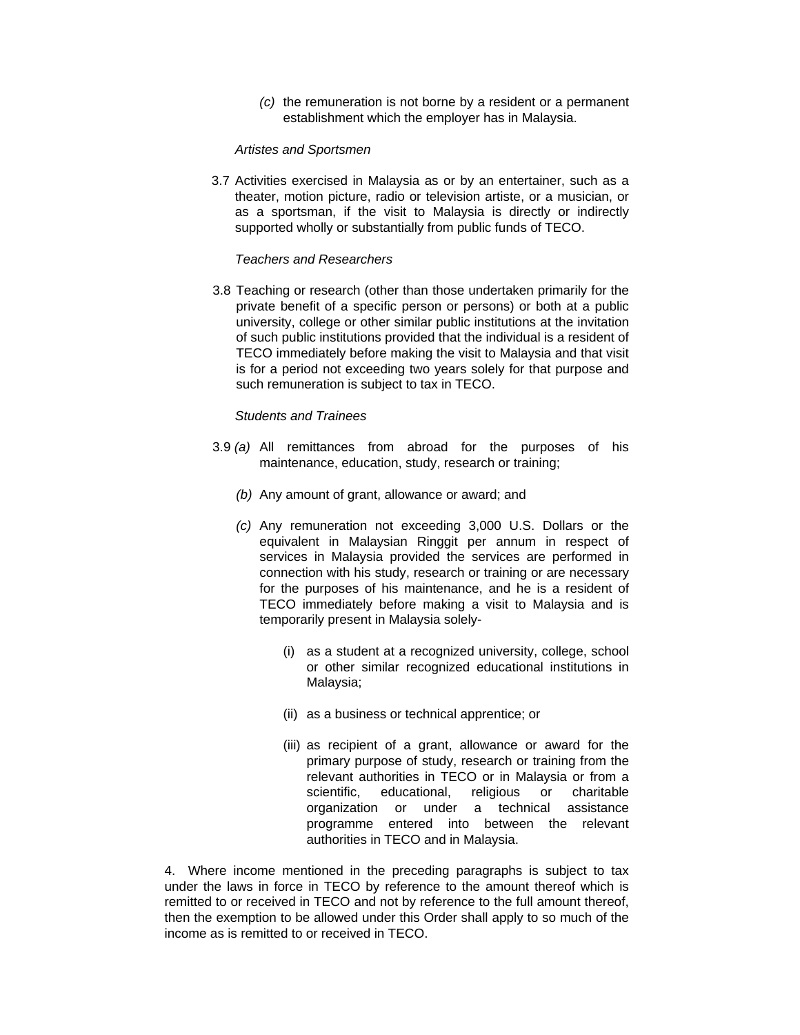(c) the remuneration is not borne by a resident or a permanent establishment which the employer has in Malaysia.

*Artistes and Sportsmen*

3.7 Activities exercised in Malaysia as or by an entertainer, such as a theater, motion picture, radio or television artiste, or a musician, or as a sportsman, if the visit to Malaysia is directly or indirectly supported wholly or substantially from public funds of TECO.

*Teachers and Researchers*

3.8 Teaching or research (other than those undertaken primarily for the private benefit of a specific person or persons) or both at a public university, college or other similar public institutions at the invitation of such public institutions provided that the individual is a resident of TECO immediately before making the visit to Malaysia and that visit is for a period not exceeding two years solely for that purpose and such remuneration is subject to tax in TECO.

*Students and Trainees*

3.9 *(a)* All remittances from abroad for the purposes of his maintenance, education, study, research or training;

*(b)* Any amount of grant, allowance or award; and

*(c)* Any remuneration not exceeding 3,000 U.S. Dollars or the equivalent in Malaysian Ringgit per annum in respect of services in Malaysia provided the services are performed in connection with his study, research or training or are necessary for the purposes of his maintenance, and he is a resident of TECO immediately before making a visit to Malaysia and is temporarily present in Malaysia solely-

(i) as a student at a recognized university, college, school or other similar recognized educational institutions in Malaysia;

(ii) as a business or technical apprentice; or

(iii) as recipient of a grant, allowance or award for the primary purpose of study, research or training from the relevant authorities in TECO or in Malaysia or from a scientific, educational, religious or charitable organization or under a technical assistance programme entered into between the relevant authorities in TECO and in Malaysia.

4. Where income mentioned in the preceding paragraphs is subject to tax under the laws in force in TECO by reference to the amount thereof which is remitted to or received in TECO and not by reference to the full amount thereof, then the exemption to be allowed under this Order shall apply to so much of the income as is remitted to or received in TECO.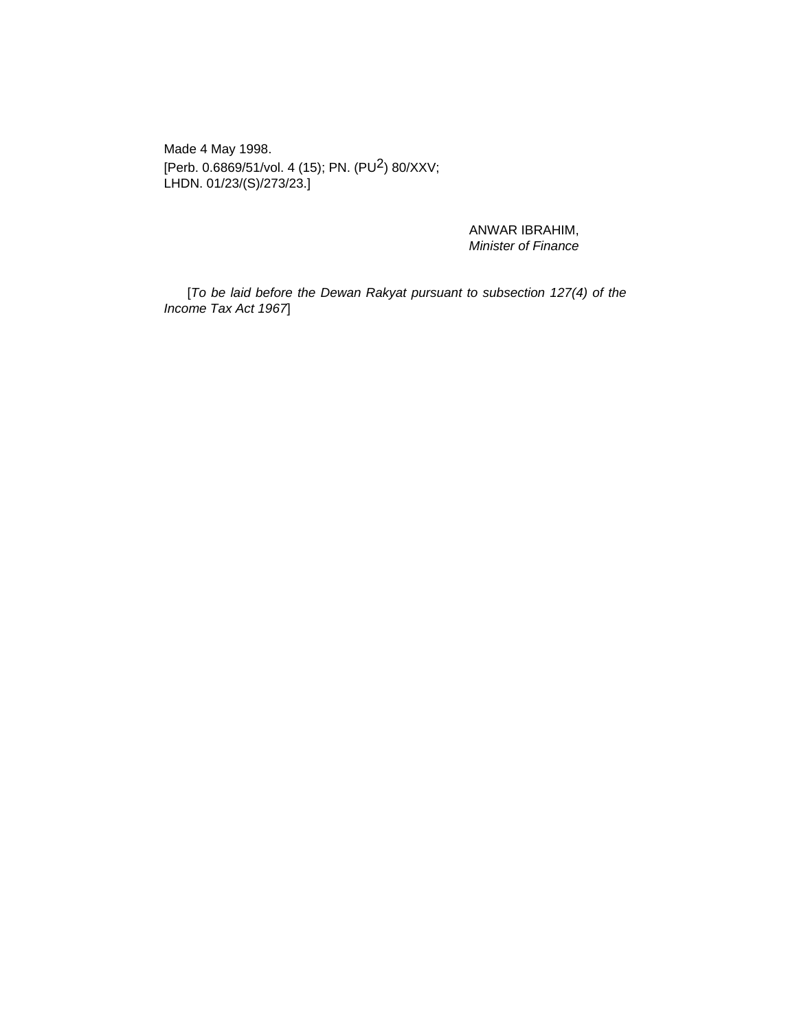Made 4 May 1998.
[Perb. 0.6869/51/vol. 4 (15); PN. (PU[2]) 80/XXV;
LHDN. 01/23/(S)/273/23.]

ANWAR IBRAHIM,
*Minister of Finance*

[*To be laid before the Dewan Rakyat pursuant to subsection 127(4) of the Income Tax Act 1967*]